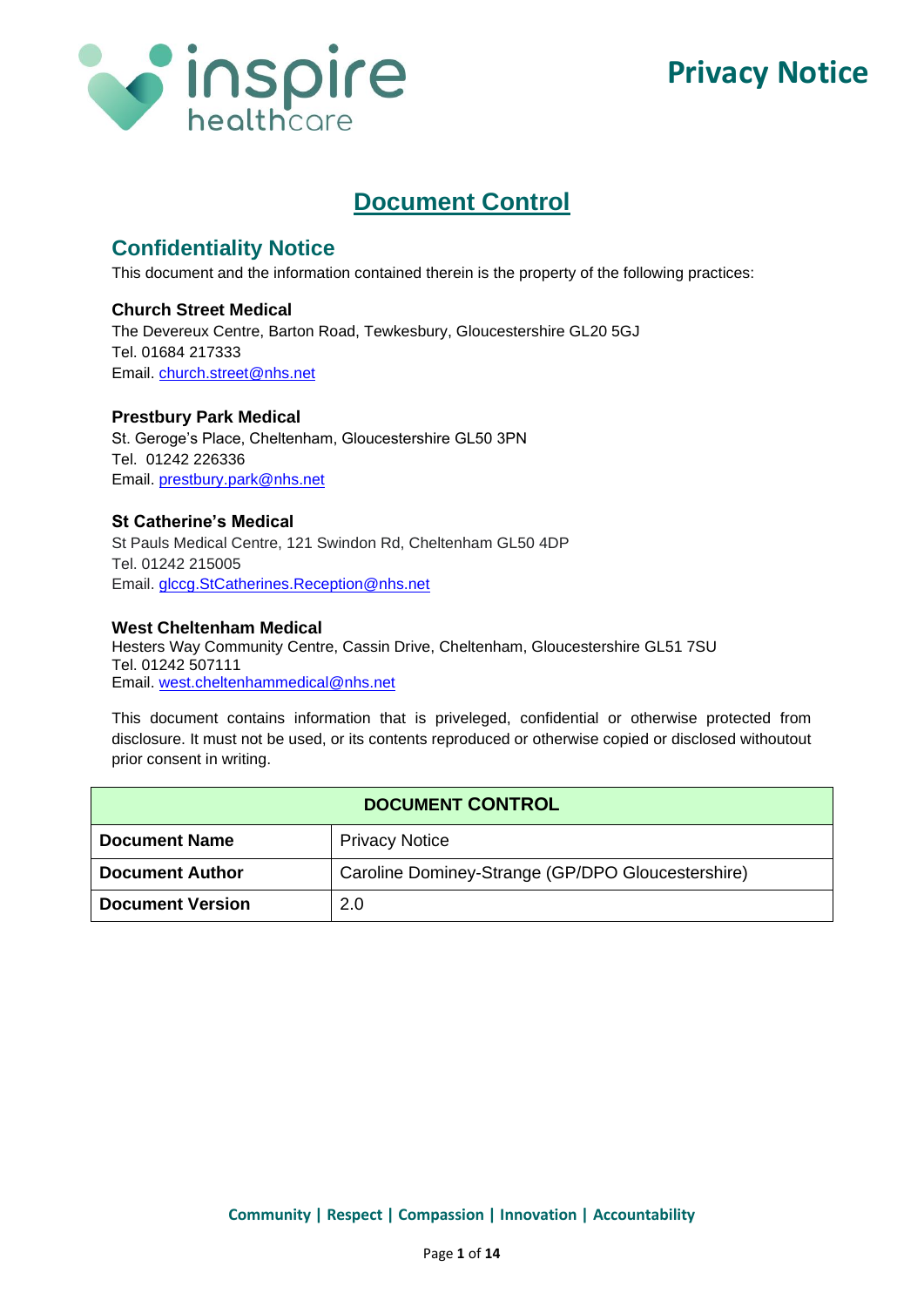# Privacy Notice

## Document Control

### Confidentiality Notice

This document and the information contained therein is the property of the following practices:

**Church Street Medical**
The Devereux Centre, Barton Road, Tewkesbury, Gloucestershire GL20 5GJ
Tel. 01684 217333
Email. church.street@nhs.net

**Prestbury Park Medical**
St. Geroge's Place, Cheltenham, Gloucestershire GL50 3PN
Tel. 01242 226336
Email. prestbury.park@nhs.net

**St Catherine's Medical**
St Pauls Medical Centre, 121 Swindon Rd, Cheltenham GL50 4DP
Tel. 01242 215005
Email. glccg.StCatherines.Reception@nhs.net

**West Cheltenham Medical**
Hesters Way Community Centre, Cassin Drive, Cheltenham, Gloucestershire GL51 7SU
Tel. 01242 507111
Email. west.cheltenhammedical@nhs.net

This document contains information that is priveleged, confidential or otherwise protected from disclosure. It must not be used, or its contents reproduced or otherwise copied or disclosed withoutout prior consent in writing.

| DOCUMENT CONTROL | |
|---|---|
| **Document Name** | Privacy Notice |
| **Document Author** | Caroline Dominey-Strange (GP/DPO Gloucestershire) |
| **Document Version** | 2.0 |

**Community | Respect | Compassion | Innovation | Accountability**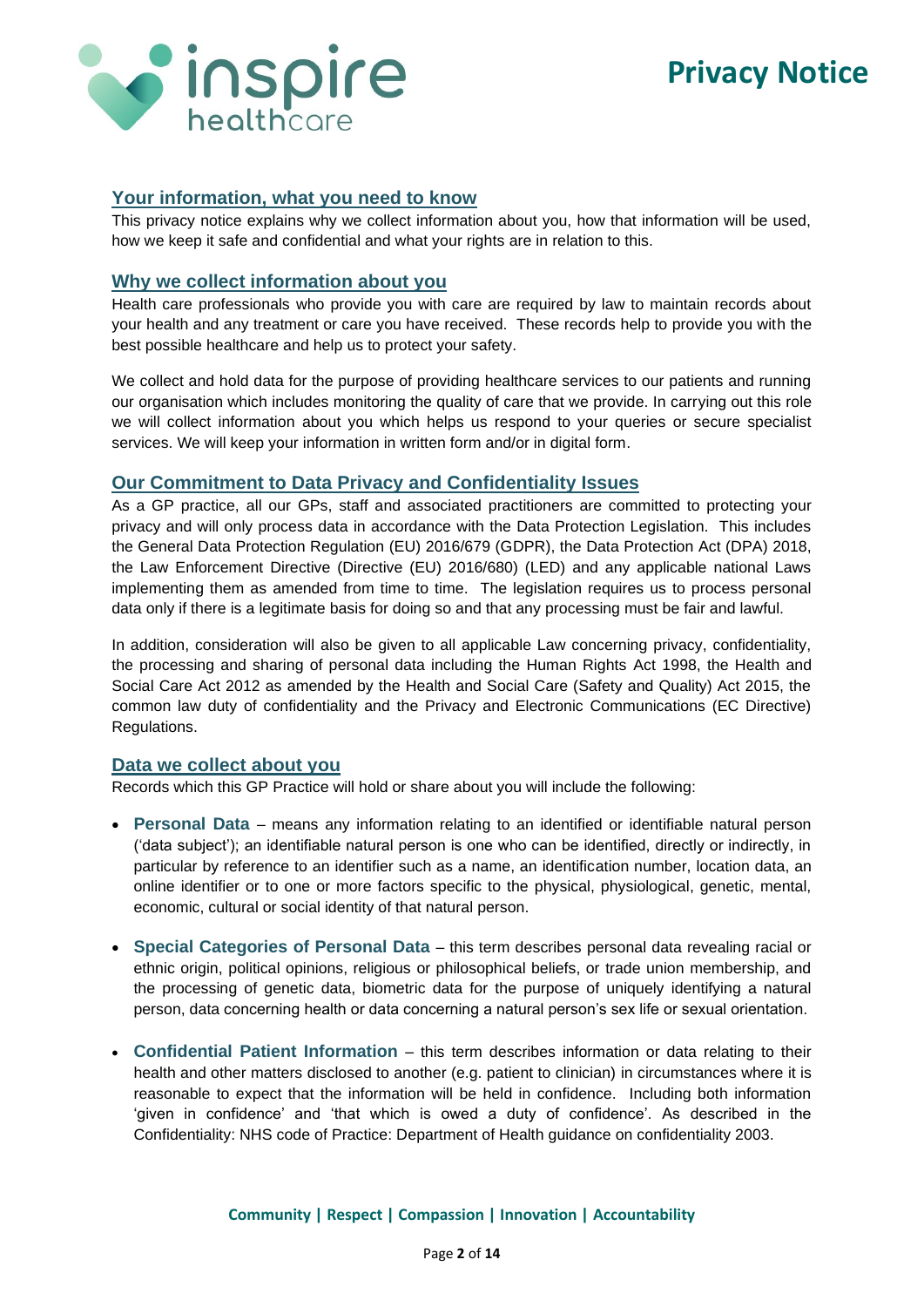## Your information, what you need to know

This privacy notice explains why we collect information about you, how that information will be used, how we keep it safe and confidential and what your rights are in relation to this.

## Why we collect information about you

Health care professionals who provide you with care are required by law to maintain records about your health and any treatment or care you have received. These records help to provide you with the best possible healthcare and help us to protect your safety.

We collect and hold data for the purpose of providing healthcare services to our patients and running our organisation which includes monitoring the quality of care that we provide. In carrying out this role we will collect information about you which helps us respond to your queries or secure specialist services. We will keep your information in written form and/or in digital form.

## Our Commitment to Data Privacy and Confidentiality Issues

As a GP practice, all our GPs, staff and associated practitioners are committed to protecting your privacy and will only process data in accordance with the Data Protection Legislation. This includes the General Data Protection Regulation (EU) 2016/679 (GDPR), the Data Protection Act (DPA) 2018, the Law Enforcement Directive (Directive (EU) 2016/680) (LED) and any applicable national Laws implementing them as amended from time to time. The legislation requires us to process personal data only if there is a legitimate basis for doing so and that any processing must be fair and lawful.

In addition, consideration will also be given to all applicable Law concerning privacy, confidentiality, the processing and sharing of personal data including the Human Rights Act 1998, the Health and Social Care Act 2012 as amended by the Health and Social Care (Safety and Quality) Act 2015, the common law duty of confidentiality and the Privacy and Electronic Communications (EC Directive) Regulations.

## Data we collect about you

Records which this GP Practice will hold or share about you will include the following:

- **Personal Data** – means any information relating to an identified or identifiable natural person ('data subject'); an identifiable natural person is one who can be identified, directly or indirectly, in particular by reference to an identifier such as a name, an identification number, location data, an online identifier or to one or more factors specific to the physical, physiological, genetic, mental, economic, cultural or social identity of that natural person.

- **Special Categories of Personal Data** – this term describes personal data revealing racial or ethnic origin, political opinions, religious or philosophical beliefs, or trade union membership, and the processing of genetic data, biometric data for the purpose of uniquely identifying a natural person, data concerning health or data concerning a natural person's sex life or sexual orientation.

- **Confidential Patient Information** – this term describes information or data relating to their health and other matters disclosed to another (e.g. patient to clinician) in circumstances where it is reasonable to expect that the information will be held in confidence. Including both information 'given in confidence' and 'that which is owed a duty of confidence'. As described in the Confidentiality: NHS code of Practice: Department of Health guidance on confidentiality 2003.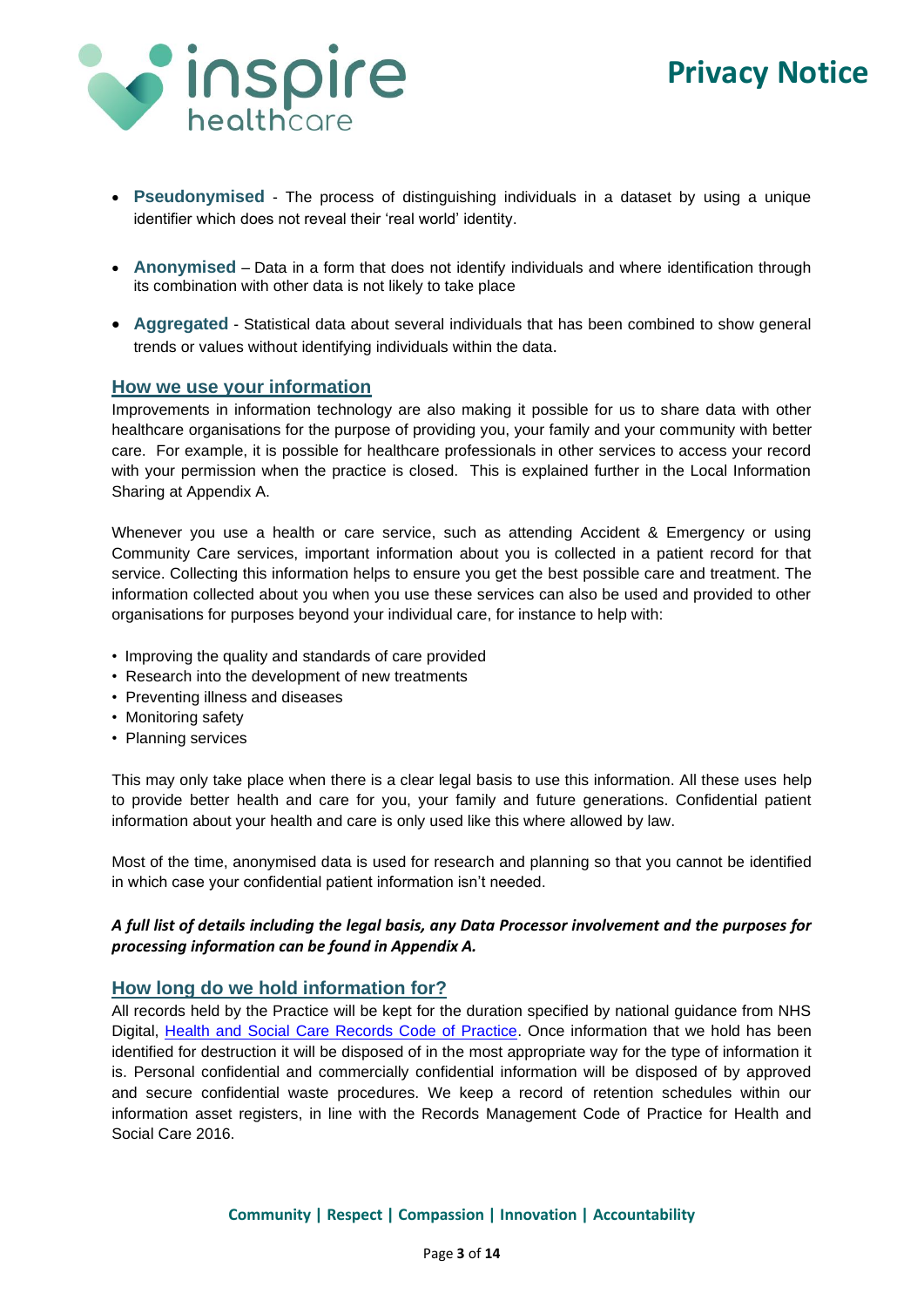- **Pseudonymised** - The process of distinguishing individuals in a dataset by using a unique identifier which does not reveal their 'real world' identity.

- **Anonymised** – Data in a form that does not identify individuals and where identification through its combination with other data is not likely to take place

- **Aggregated** - Statistical data about several individuals that has been combined to show general trends or values without identifying individuals within the data.

## How we use your information

Improvements in information technology are also making it possible for us to share data with other healthcare organisations for the purpose of providing you, your family and your community with better care. For example, it is possible for healthcare professionals in other services to access your record with your permission when the practice is closed. This is explained further in the Local Information Sharing at Appendix A.

Whenever you use a health or care service, such as attending Accident & Emergency or using Community Care services, important information about you is collected in a patient record for that service. Collecting this information helps to ensure you get the best possible care and treatment. The information collected about you when you use these services can also be used and provided to other organisations for purposes beyond your individual care, for instance to help with:

- Improving the quality and standards of care provided
- Research into the development of new treatments
- Preventing illness and diseases
- Monitoring safety
- Planning services

This may only take place when there is a clear legal basis to use this information. All these uses help to provide better health and care for you, your family and future generations. Confidential patient information about your health and care is only used like this where allowed by law.

Most of the time, anonymised data is used for research and planning so that you cannot be identified in which case your confidential patient information isn't needed.

***A full list of details including the legal basis, any Data Processor involvement and the purposes for processing information can be found in Appendix A.***

## How long do we hold information for?

All records held by the Practice will be kept for the duration specified by national guidance from NHS Digital, [Health and Social Care Records Code of Practice](). Once information that we hold has been identified for destruction it will be disposed of in the most appropriate way for the type of information it is. Personal confidential and commercially confidential information will be disposed of by approved and secure confidential waste procedures. We keep a record of retention schedules within our information asset registers, in line with the Records Management Code of Practice for Health and Social Care 2016.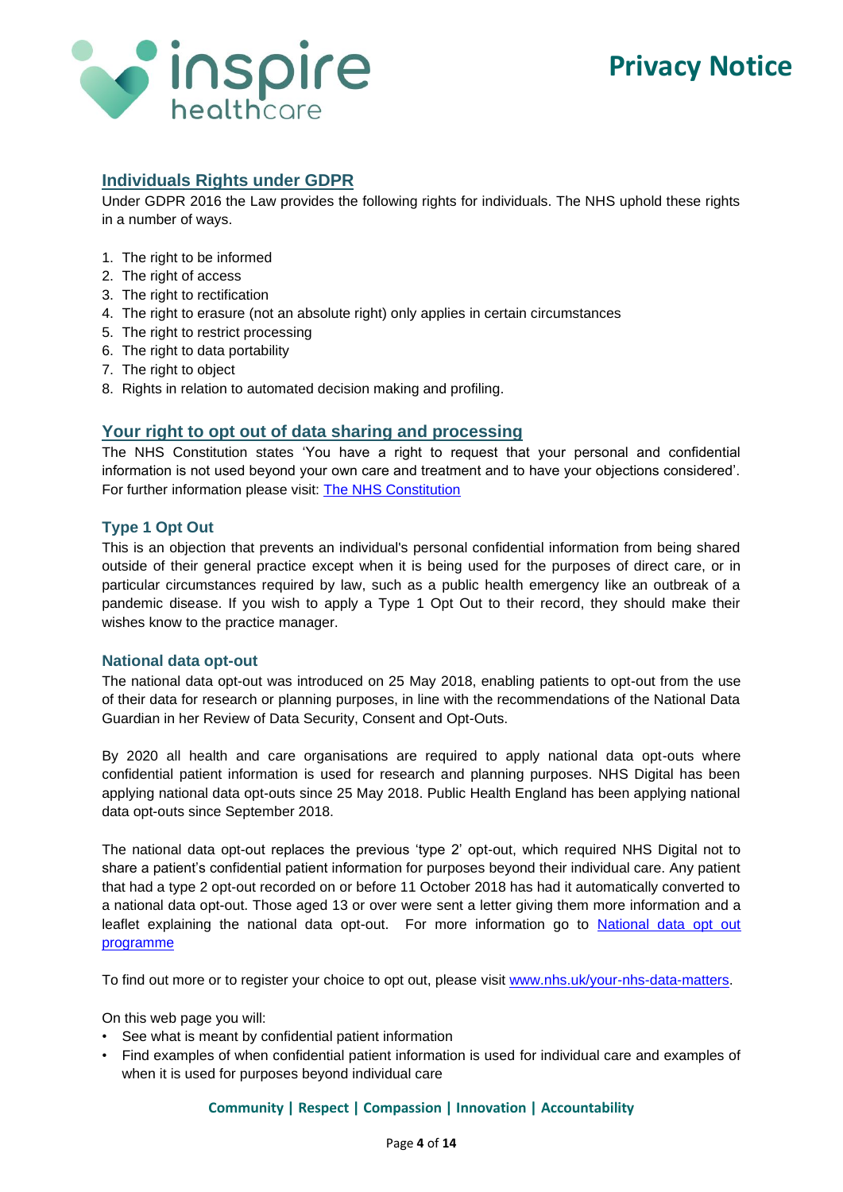## Individuals Rights under GDPR

Under GDPR 2016 the Law provides the following rights for individuals. The NHS uphold these rights in a number of ways.

1. The right to be informed
2. The right of access
3. The right to rectification
4. The right to erasure (not an absolute right) only applies in certain circumstances
5. The right to restrict processing
6. The right to data portability
7. The right to object
8. Rights in relation to automated decision making and profiling.

## Your right to opt out of data sharing and processing

The NHS Constitution states 'You have a right to request that your personal and confidential information is not used beyond your own care and treatment and to have your objections considered'. For further information please visit: [The NHS Constitution]

### Type 1 Opt Out

This is an objection that prevents an individual's personal confidential information from being shared outside of their general practice except when it is being used for the purposes of direct care, or in particular circumstances required by law, such as a public health emergency like an outbreak of a pandemic disease. If you wish to apply a Type 1 Opt Out to their record, they should make their wishes know to the practice manager.

### National data opt-out

The national data opt-out was introduced on 25 May 2018, enabling patients to opt-out from the use of their data for research or planning purposes, in line with the recommendations of the National Data Guardian in her Review of Data Security, Consent and Opt-Outs.

By 2020 all health and care organisations are required to apply national data opt-outs where confidential patient information is used for research and planning purposes. NHS Digital has been applying national data opt-outs since 25 May 2018. Public Health England has been applying national data opt-outs since September 2018.

The national data opt-out replaces the previous 'type 2' opt-out, which required NHS Digital not to share a patient's confidential patient information for purposes beyond their individual care. Any patient that had a type 2 opt-out recorded on or before 11 October 2018 has had it automatically converted to a national data opt-out. Those aged 13 or over were sent a letter giving them more information and a leaflet explaining the national data opt-out. For more information go to [National data opt out programme]

To find out more or to register your choice to opt out, please visit www.nhs.uk/your-nhs-data-matters.

On this web page you will:

- See what is meant by confidential patient information
- Find examples of when confidential patient information is used for individual care and examples of when it is used for purposes beyond individual care

**Community | Respect | Compassion | Innovation | Accountability**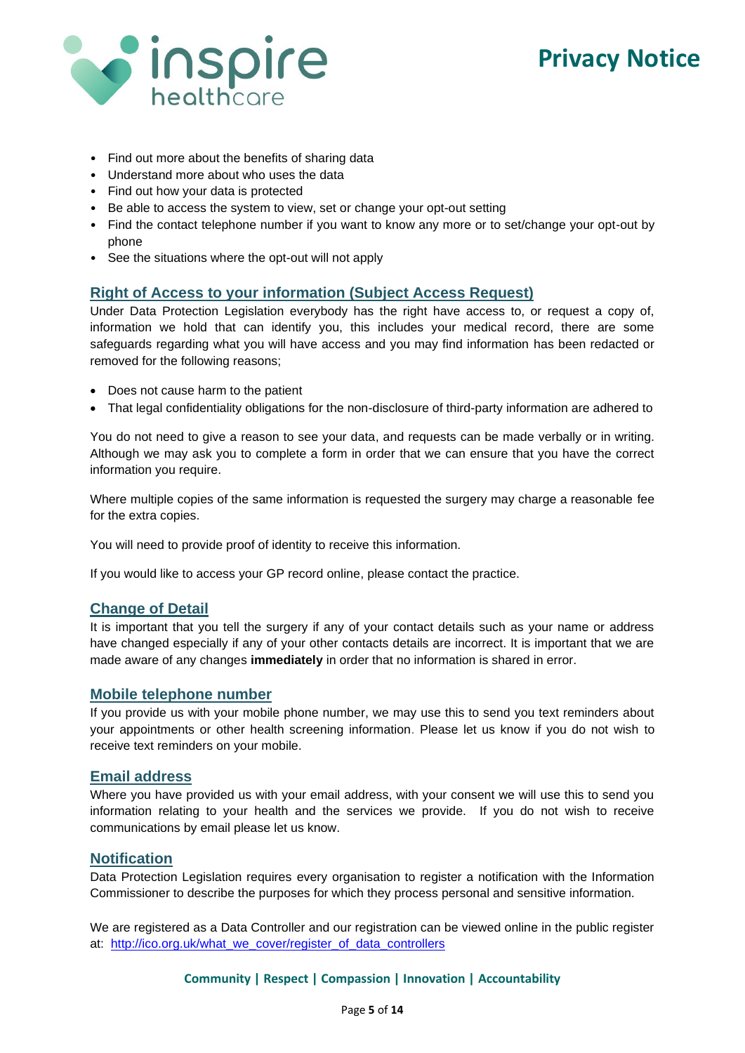- Find out more about the benefits of sharing data
- Understand more about who uses the data
- Find out how your data is protected
- Be able to access the system to view, set or change your opt-out setting
- Find the contact telephone number if you want to know any more or to set/change your opt-out by phone
- See the situations where the opt-out will not apply

## Right of Access to your information (Subject Access Request)

Under Data Protection Legislation everybody has the right have access to, or request a copy of, information we hold that can identify you, this includes your medical record, there are some safeguards regarding what you will have access and you may find information has been redacted or removed for the following reasons;

- Does not cause harm to the patient
- That legal confidentiality obligations for the non-disclosure of third-party information are adhered to

You do not need to give a reason to see your data, and requests can be made verbally or in writing. Although we may ask you to complete a form in order that we can ensure that you have the correct information you require.

Where multiple copies of the same information is requested the surgery may charge a reasonable fee for the extra copies.

You will need to provide proof of identity to receive this information.

If you would like to access your GP record online, please contact the practice.

## Change of Detail

It is important that you tell the surgery if any of your contact details such as your name or address have changed especially if any of your other contacts details are incorrect. It is important that we are made aware of any changes **immediately** in order that no information is shared in error.

## Mobile telephone number

If you provide us with your mobile phone number, we may use this to send you text reminders about your appointments or other health screening information. Please let us know if you do not wish to receive text reminders on your mobile.

## Email address

Where you have provided us with your email address, with your consent we will use this to send you information relating to your health and the services we provide. If you do not wish to receive communications by email please let us know.

## Notification

Data Protection Legislation requires every organisation to register a notification with the Information Commissioner to describe the purposes for which they process personal and sensitive information.

We are registered as a Data Controller and our registration can be viewed online in the public register at: http://ico.org.uk/what_we_cover/register_of_data_controllers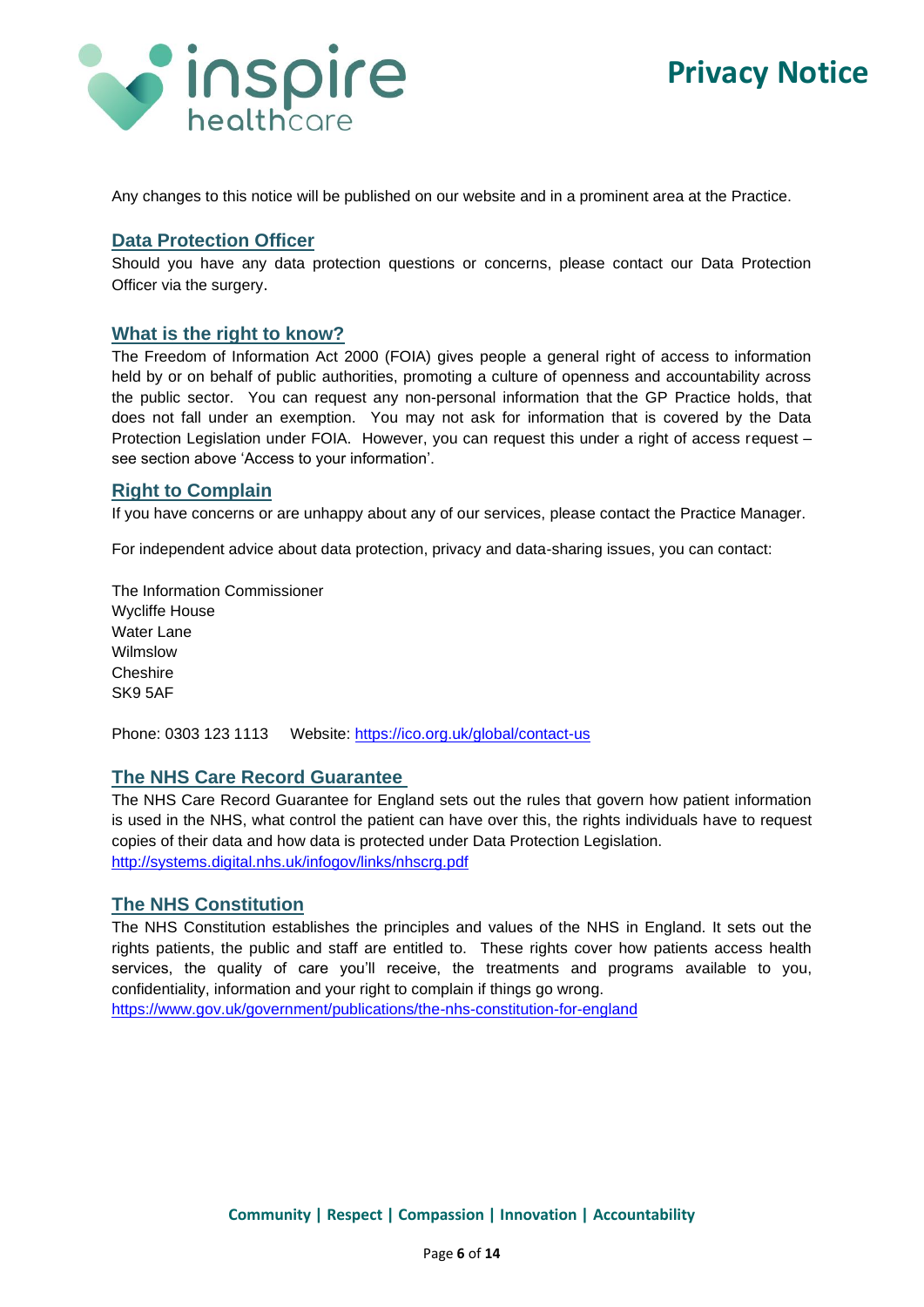Any changes to this notice will be published on our website and in a prominent area at the Practice.

## Data Protection Officer

Should you have any data protection questions or concerns, please contact our Data Protection Officer via the surgery.

## What is the right to know?

The Freedom of Information Act 2000 (FOIA) gives people a general right of access to information held by or on behalf of public authorities, promoting a culture of openness and accountability across the public sector. You can request any non-personal information that the GP Practice holds, that does not fall under an exemption. You may not ask for information that is covered by the Data Protection Legislation under FOIA. However, you can request this under a right of access request – see section above 'Access to your information'.

## Right to Complain

If you have concerns or are unhappy about any of our services, please contact the Practice Manager.

For independent advice about data protection, privacy and data-sharing issues, you can contact:

The Information Commissioner
Wycliffe House
Water Lane
Wilmslow
Cheshire
SK9 5AF

Phone: 0303 123 1113 Website: https://ico.org.uk/global/contact-us

## The NHS Care Record Guarantee

The NHS Care Record Guarantee for England sets out the rules that govern how patient information is used in the NHS, what control the patient can have over this, the rights individuals have to request copies of their data and how data is protected under Data Protection Legislation.
http://systems.digital.nhs.uk/infogov/links/nhscrg.pdf

## The NHS Constitution

The NHS Constitution establishes the principles and values of the NHS in England. It sets out the rights patients, the public and staff are entitled to. These rights cover how patients access health services, the quality of care you'll receive, the treatments and programs available to you, confidentiality, information and your right to complain if things go wrong.
https://www.gov.uk/government/publications/the-nhs-constitution-for-england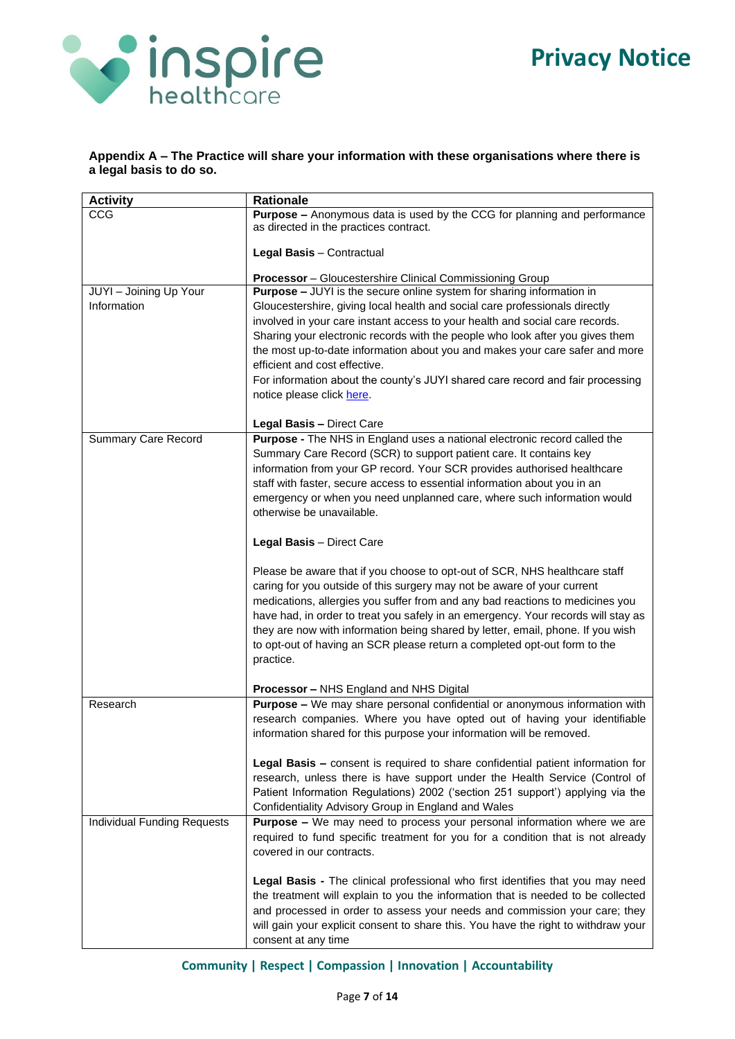**Appendix A – The Practice will share your information with these organisations where there is a legal basis to do so.**

| Activity | Rationale |
|---|---|
| CCG | **Purpose –** Anonymous data is used by the CCG for planning and performance as directed in the practices contract.<br><br>**Legal Basis** – Contractual<br><br>**Processor** – Gloucestershire Clinical Commissioning Group |
| JUYI – Joining Up Your Information | **Purpose –** JUYI is the secure online system for sharing information in Gloucestershire, giving local health and social care professionals directly involved in your care instant access to your health and social care records. Sharing your electronic records with the people who look after you gives them the most up-to-date information about you and makes your care safer and more efficient and cost effective.<br>For information about the county's JUYI shared care record and fair processing notice please click here.<br><br>**Legal Basis –** Direct Care |
| Summary Care Record | **Purpose -** The NHS in England uses a national electronic record called the Summary Care Record (SCR) to support patient care. It contains key information from your GP record. Your SCR provides authorised healthcare staff with faster, secure access to essential information about you in an emergency or when you need unplanned care, where such information would otherwise be unavailable.<br><br>**Legal Basis** – Direct Care<br><br>Please be aware that if you choose to opt-out of SCR, NHS healthcare staff caring for you outside of this surgery may not be aware of your current medications, allergies you suffer from and any bad reactions to medicines you have had, in order to treat you safely in an emergency. Your records will stay as they are now with information being shared by letter, email, phone. If you wish to opt-out of having an SCR please return a completed opt-out form to the practice.<br><br>**Processor –** NHS England and NHS Digital |
| Research | **Purpose –** We may share personal confidential or anonymous information with research companies. Where you have opted out of having your identifiable information shared for this purpose your information will be removed.<br><br>**Legal Basis –** consent is required to share confidential patient information for research, unless there is have support under the Health Service (Control of Patient Information Regulations) 2002 ('section 251 support') applying via the Confidentiality Advisory Group in England and Wales |
| Individual Funding Requests | **Purpose –** We may need to process your personal information where we are required to fund specific treatment for you for a condition that is not already covered in our contracts.<br><br>**Legal Basis -** The clinical professional who first identifies that you may need the treatment will explain to you the information that is needed to be collected and processed in order to assess your needs and commission your care; they will gain your explicit consent to share this. You have the right to withdraw your consent at any time |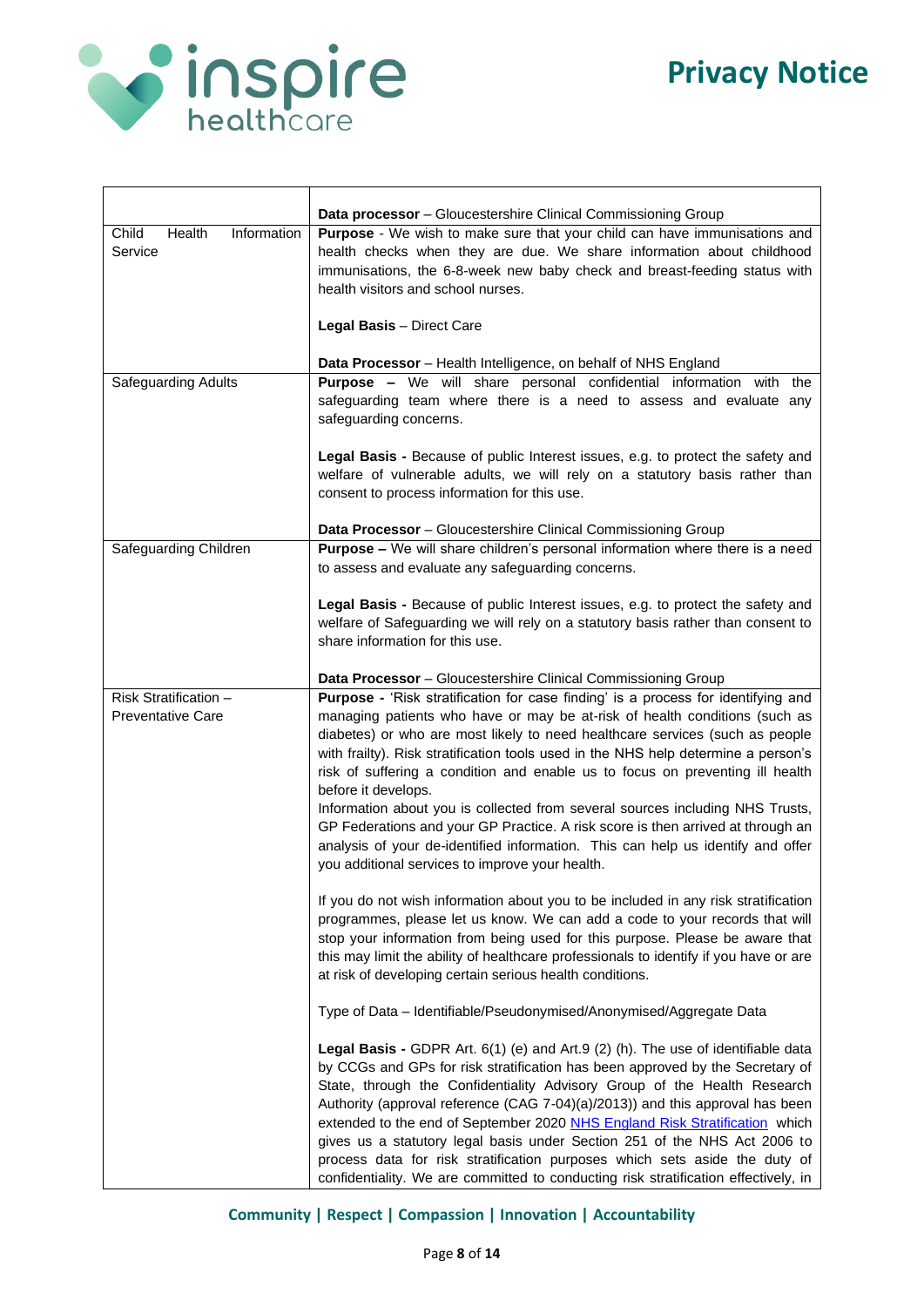| | |
|---|---|
| | **Data processor** – Gloucestershire Clinical Commissioning Group |
| Child Health Information Service | **Purpose** - We wish to make sure that your child can have immunisations and health checks when they are due. We share information about childhood immunisations, the 6-8-week new baby check and breast-feeding status with health visitors and school nurses.<br><br>**Legal Basis** – Direct Care<br><br>**Data Processor** – Health Intelligence, on behalf of NHS England |
| Safeguarding Adults | **Purpose –** We will share personal confidential information with the safeguarding team where there is a need to assess and evaluate any safeguarding concerns.<br><br>**Legal Basis -** Because of public Interest issues, e.g. to protect the safety and welfare of vulnerable adults, we will rely on a statutory basis rather than consent to process information for this use.<br><br>**Data Processor** – Gloucestershire Clinical Commissioning Group |
| Safeguarding Children | **Purpose –** We will share children's personal information where there is a need to assess and evaluate any safeguarding concerns.<br><br>**Legal Basis -** Because of public Interest issues, e.g. to protect the safety and welfare of Safeguarding we will rely on a statutory basis rather than consent to share information for this use.<br><br>**Data Processor** – Gloucestershire Clinical Commissioning Group |
| Risk Stratification – Preventative Care | **Purpose -** 'Risk stratification for case finding' is a process for identifying and managing patients who have or may be at-risk of health conditions (such as diabetes) or who are most likely to need healthcare services (such as people with frailty). Risk stratification tools used in the NHS help determine a person's risk of suffering a condition and enable us to focus on preventing ill health before it develops.<br>Information about you is collected from several sources including NHS Trusts, GP Federations and your GP Practice. A risk score is then arrived at through an analysis of your de-identified information. This can help us identify and offer you additional services to improve your health.<br><br>If you do not wish information about you to be included in any risk stratification programmes, please let us know. We can add a code to your records that will stop your information from being used for this purpose. Please be aware that this may limit the ability of healthcare professionals to identify if you have or are at risk of developing certain serious health conditions.<br><br>Type of Data – Identifiable/Pseudonymised/Anonymised/Aggregate Data<br><br>**Legal Basis -** GDPR Art. 6(1) (e) and Art.9 (2) (h). The use of identifiable data by CCGs and GPs for risk stratification has been approved by the Secretary of State, through the Confidentiality Advisory Group of the Health Research Authority (approval reference (CAG 7-04)(a)/2013)) and this approval has been extended to the end of September 2020 [NHS England Risk Stratification] which gives us a statutory legal basis under Section 251 of the NHS Act 2006 to process data for risk stratification purposes which sets aside the duty of confidentiality. We are committed to conducting risk stratification effectively, in |

**Community | Respect | Compassion | Innovation | Accountability**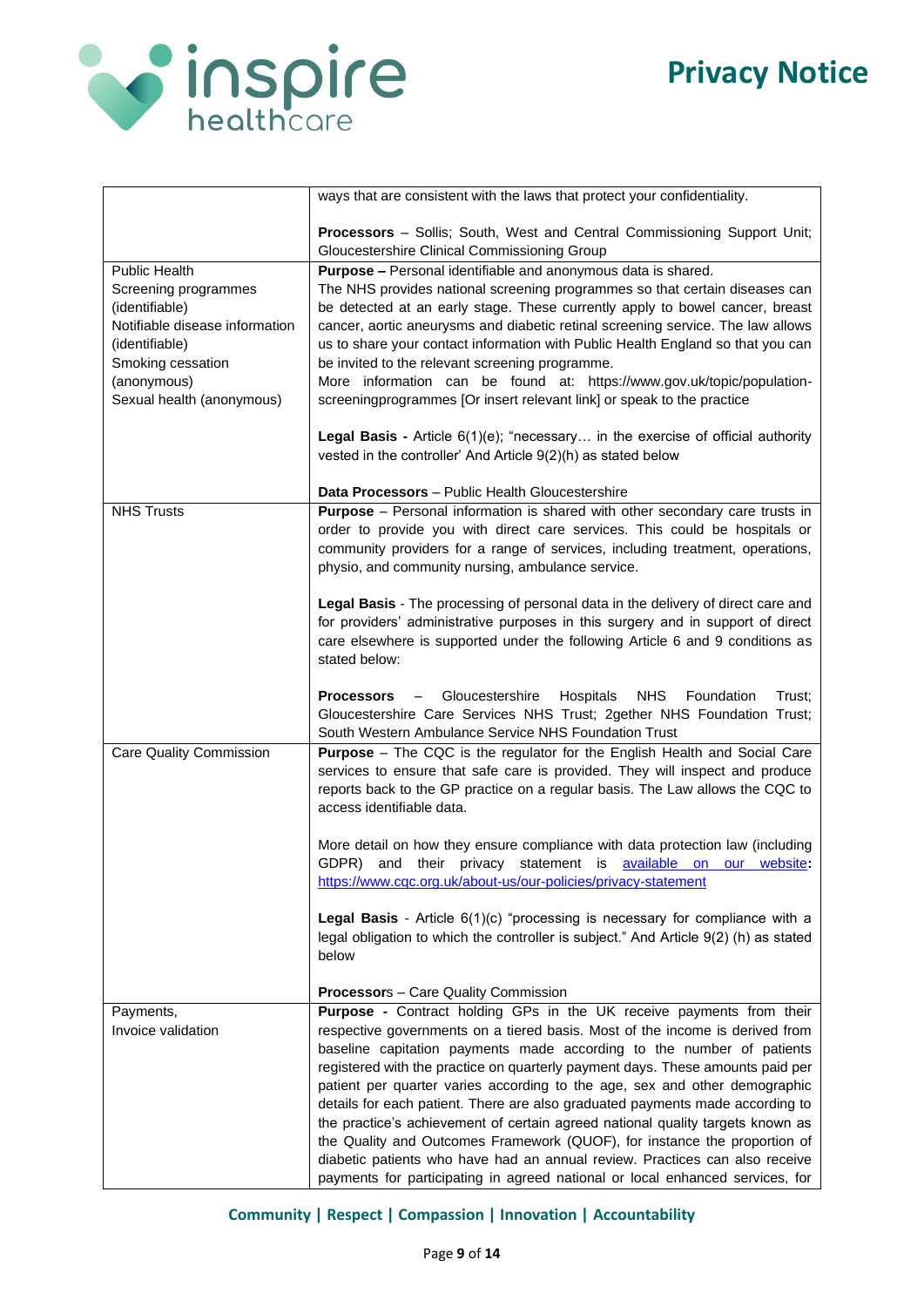| | |
|---|---|
| | ways that are consistent with the laws that protect your confidentiality.<br><br>**Processors** – Sollis; South, West and Central Commissioning Support Unit; Gloucestershire Clinical Commissioning Group |
| Public Health<br>Screening programmes (identifiable)<br>Notifiable disease information (identifiable)<br>Smoking cessation (anonymous)<br>Sexual health (anonymous) | **Purpose –** Personal identifiable and anonymous data is shared.<br>The NHS provides national screening programmes so that certain diseases can be detected at an early stage. These currently apply to bowel cancer, breast cancer, aortic aneurysms and diabetic retinal screening service. The law allows us to share your contact information with Public Health England so that you can be invited to the relevant screening programme.<br>More information can be found at: https://www.gov.uk/topic/population-screeningprogrammes [Or insert relevant link] or speak to the practice<br><br>**Legal Basis -** Article 6(1)(e); "necessary… in the exercise of official authority vested in the controller' And Article 9(2)(h) as stated below<br><br>**Data Processors** – Public Health Gloucestershire |
| NHS Trusts | **Purpose** – Personal information is shared with other secondary care trusts in order to provide you with direct care services. This could be hospitals or community providers for a range of services, including treatment, operations, physio, and community nursing, ambulance service.<br><br>**Legal Basis** - The processing of personal data in the delivery of direct care and for providers' administrative purposes in this surgery and in support of direct care elsewhere is supported under the following Article 6 and 9 conditions as stated below:<br><br>**Processors** – Gloucestershire Hospitals NHS Foundation Trust; Gloucestershire Care Services NHS Trust; 2gether NHS Foundation Trust; South Western Ambulance Service NHS Foundation Trust |
| Care Quality Commission | **Purpose** – The CQC is the regulator for the English Health and Social Care services to ensure that safe care is provided. They will inspect and produce reports back to the GP practice on a regular basis. The Law allows the CQC to access identifiable data.<br><br>More detail on how they ensure compliance with data protection law (including GDPR) and their privacy statement is available on our website**:** https://www.cqc.org.uk/about-us/our-policies/privacy-statement<br><br>**Legal Basis** - Article 6(1)(c) "processing is necessary for compliance with a legal obligation to which the controller is subject." And Article 9(2) (h) as stated below<br><br>**Processor**s – Care Quality Commission |
| Payments,<br>Invoice validation | **Purpose -** Contract holding GPs in the UK receive payments from their respective governments on a tiered basis. Most of the income is derived from baseline capitation payments made according to the number of patients registered with the practice on quarterly payment days. These amounts paid per patient per quarter varies according to the age, sex and other demographic details for each patient. There are also graduated payments made according to the practice's achievement of certain agreed national quality targets known as the Quality and Outcomes Framework (QUOF), for instance the proportion of diabetic patients who have had an annual review. Practices can also receive payments for participating in agreed national or local enhanced services, for |

**Community | Respect | Compassion | Innovation | Accountability**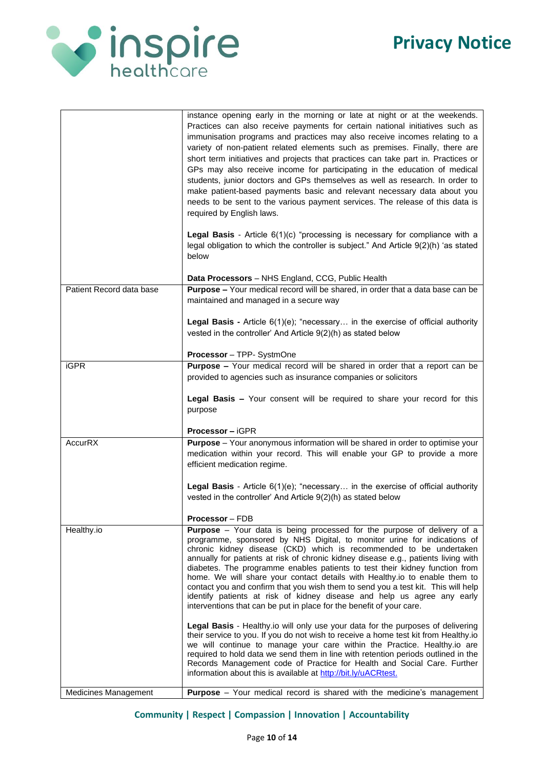| | |
|---|---|
| | instance opening early in the morning or late at night or at the weekends. Practices can also receive payments for certain national initiatives such as immunisation programs and practices may also receive incomes relating to a variety of non-patient related elements such as premises. Finally, there are short term initiatives and projects that practices can take part in. Practices or GPs may also receive income for participating in the education of medical students, junior doctors and GPs themselves as well as research. In order to make patient-based payments basic and relevant necessary data about you needs to be sent to the various payment services. The release of this data is required by English laws.<br><br>**Legal Basis** - Article 6(1)(c) "processing is necessary for compliance with a legal obligation to which the controller is subject." And Article 9(2)(h) 'as stated below<br><br>**Data Processors** – NHS England, CCG, Public Health |
| Patient Record data base | **Purpose –** Your medical record will be shared, in order that a data base can be maintained and managed in a secure way<br><br>**Legal Basis -** Article 6(1)(e); "necessary… in the exercise of official authority vested in the controller' And Article 9(2)(h) as stated below<br><br>**Processor** – TPP- SystmOne |
| iGPR | **Purpose –** Your medical record will be shared in order that a report can be provided to agencies such as insurance companies or solicitors<br><br>**Legal Basis –** Your consent will be required to share your record for this purpose<br><br>**Processor –** iGPR |
| AccurRX | **Purpose** – Your anonymous information will be shared in order to optimise your medication within your record. This will enable your GP to provide a more efficient medication regime.<br><br>**Legal Basis** - Article 6(1)(e); "necessary… in the exercise of official authority vested in the controller' And Article 9(2)(h) as stated below<br><br>**Processor** – FDB |
| Healthy.io | **Purpose** – Your data is being processed for the purpose of delivery of a programme, sponsored by NHS Digital, to monitor urine for indications of chronic kidney disease (CKD) which is recommended to be undertaken annually for patients at risk of chronic kidney disease e.g., patients living with diabetes. The programme enables patients to test their kidney function from home. We will share your contact details with Healthy.io to enable them to contact you and confirm that you wish them to send you a test kit. This will help identify patients at risk of kidney disease and help us agree any early interventions that can be put in place for the benefit of your care.<br><br>**Legal Basis** - Healthy.io will only use your data for the purposes of delivering their service to you. If you do not wish to receive a home test kit from Healthy.io we will continue to manage your care within the Practice. Healthy.io are required to hold data we send them in line with retention periods outlined in the Records Management code of Practice for Health and Social Care. Further information about this is available at http://bit.ly/uACRtest. |
| Medicines Management | **Purpose** – Your medical record is shared with the medicine's management |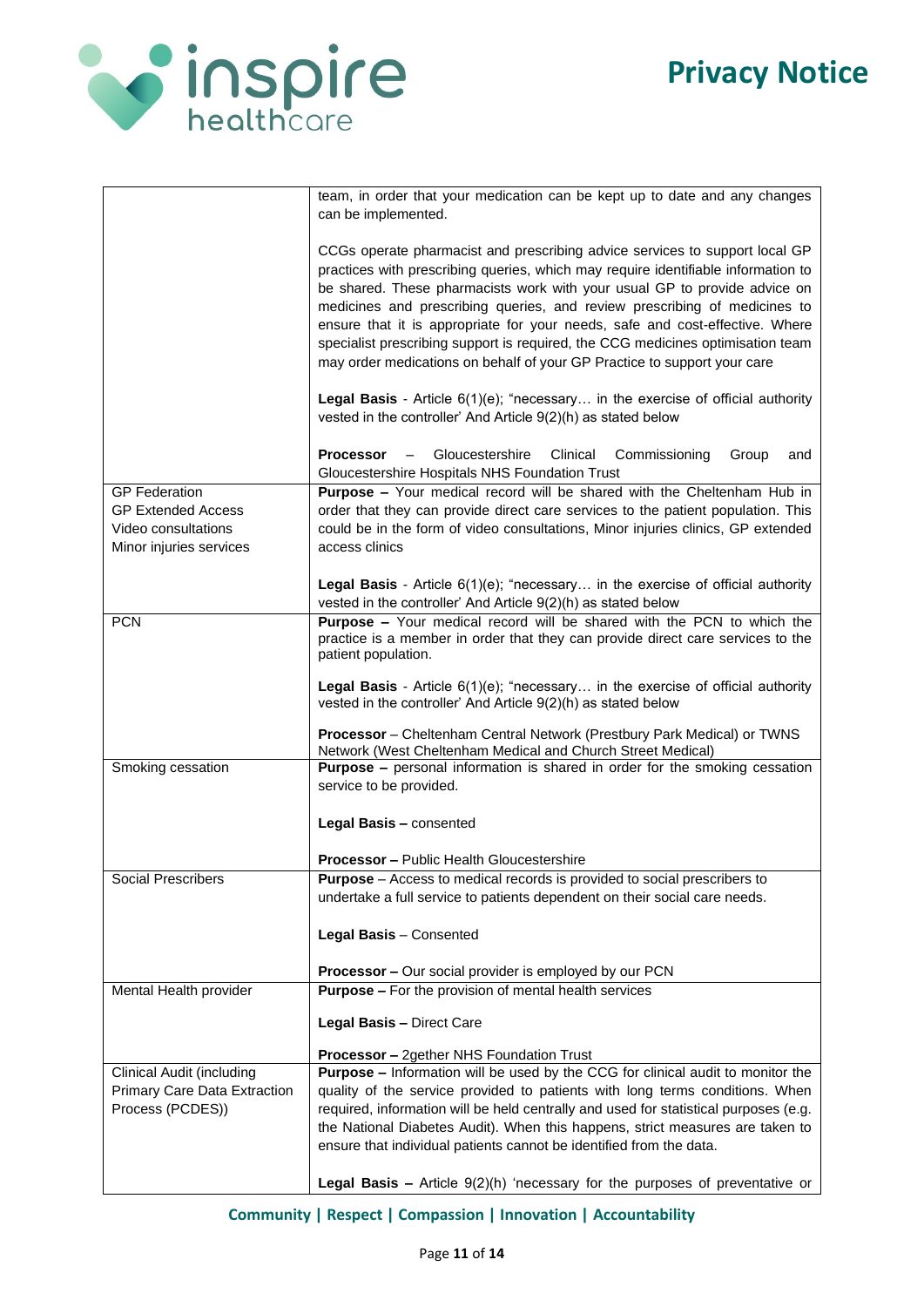| | |
|---|---|
| | team, in order that your medication can be kept up to date and any changes can be implemented.<br><br>CCGs operate pharmacist and prescribing advice services to support local GP practices with prescribing queries, which may require identifiable information to be shared. These pharmacists work with your usual GP to provide advice on medicines and prescribing queries, and review prescribing of medicines to ensure that it is appropriate for your needs, safe and cost-effective. Where specialist prescribing support is required, the CCG medicines optimisation team may order medications on behalf of your GP Practice to support your care<br><br>**Legal Basis** - Article 6(1)(e); "necessary… in the exercise of official authority vested in the controller' And Article 9(2)(h) as stated below<br><br>**Processor** – Gloucestershire Clinical Commissioning Group and Gloucestershire Hospitals NHS Foundation Trust |
| GP Federation<br>GP Extended Access<br>Video consultations<br>Minor injuries services | **Purpose –** Your medical record will be shared with the Cheltenham Hub in order that they can provide direct care services to the patient population. This could be in the form of video consultations, Minor injuries clinics, GP extended access clinics<br><br>**Legal Basis** - Article 6(1)(e); "necessary… in the exercise of official authority vested in the controller' And Article 9(2)(h) as stated below |
| PCN | **Purpose –** Your medical record will be shared with the PCN to which the practice is a member in order that they can provide direct care services to the patient population.<br><br>**Legal Basis** - Article 6(1)(e); "necessary… in the exercise of official authority vested in the controller' And Article 9(2)(h) as stated below<br><br>**Processor** – Cheltenham Central Network (Prestbury Park Medical) or TWNS Network (West Cheltenham Medical and Church Street Medical) |
| Smoking cessation | **Purpose –** personal information is shared in order for the smoking cessation service to be provided.<br><br>**Legal Basis –** consented<br><br>**Processor –** Public Health Gloucestershire |
| Social Prescribers | **Purpose** – Access to medical records is provided to social prescribers to undertake a full service to patients dependent on their social care needs.<br><br>**Legal Basis** – Consented<br><br>**Processor –** Our social provider is employed by our PCN |
| Mental Health provider | **Purpose –** For the provision of mental health services<br><br>**Legal Basis –** Direct Care<br><br>**Processor –** 2gether NHS Foundation Trust |
| Clinical Audit (including Primary Care Data Extraction Process (PCDES)) | **Purpose –** Information will be used by the CCG for clinical audit to monitor the quality of the service provided to patients with long terms conditions. When required, information will be held centrally and used for statistical purposes (e.g. the National Diabetes Audit). When this happens, strict measures are taken to ensure that individual patients cannot be identified from the data.<br><br>**Legal Basis –** Article 9(2)(h) 'necessary for the purposes of preventative or |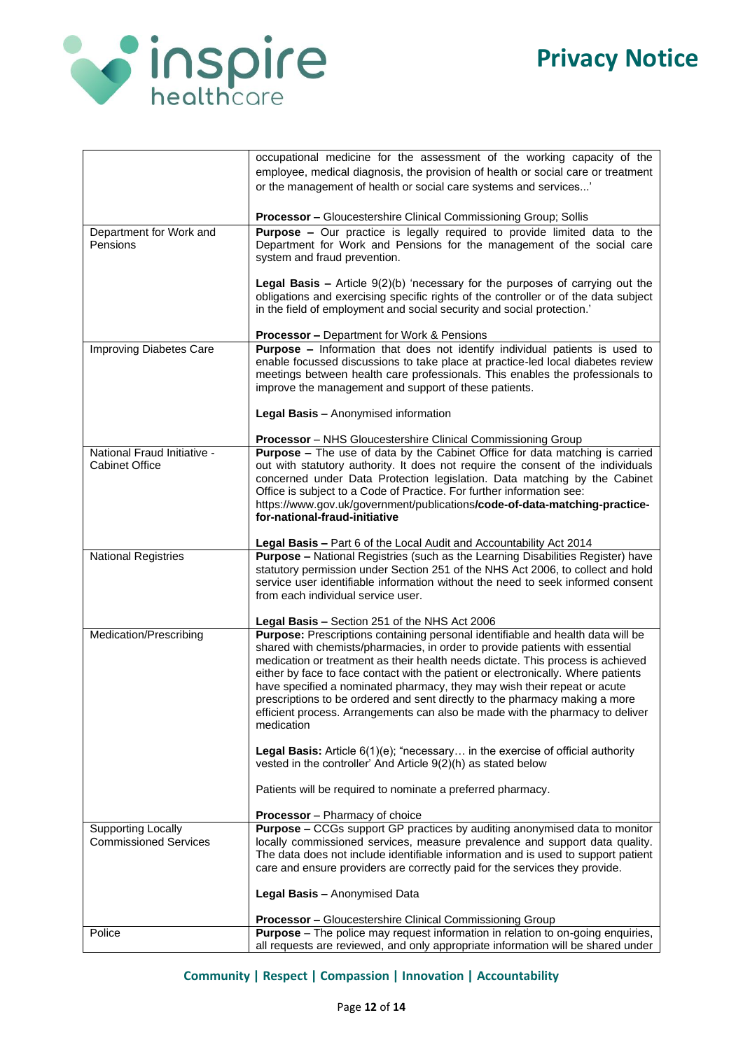| | |
|---|---|
| | occupational medicine for the assessment of the working capacity of the employee, medical diagnosis, the provision of health or social care or treatment or the management of health or social care systems and services...'<br><br>**Processor –** Gloucestershire Clinical Commissioning Group; Sollis |
| Department for Work and Pensions | **Purpose –** Our practice is legally required to provide limited data to the Department for Work and Pensions for the management of the social care system and fraud prevention.<br><br>**Legal Basis –** Article 9(2)(b) 'necessary for the purposes of carrying out the obligations and exercising specific rights of the controller or of the data subject in the field of employment and social security and social protection.'<br><br>**Processor –** Department for Work & Pensions |
| Improving Diabetes Care | **Purpose –** Information that does not identify individual patients is used to enable focussed discussions to take place at practice-led local diabetes review meetings between health care professionals. This enables the professionals to improve the management and support of these patients.<br><br>**Legal Basis –** Anonymised information<br><br>**Processor** – NHS Gloucestershire Clinical Commissioning Group |
| National Fraud Initiative - Cabinet Office | **Purpose –** The use of data by the Cabinet Office for data matching is carried out with statutory authority. It does not require the consent of the individuals concerned under Data Protection legislation. Data matching by the Cabinet Office is subject to a Code of Practice. For further information see: https://www.gov.uk/government/publications**/code-of-data-matching-practice-for-national-fraud-initiative**<br><br>**Legal Basis –** Part 6 of the Local Audit and Accountability Act 2014 |
| National Registries | **Purpose –** National Registries (such as the Learning Disabilities Register) have statutory permission under Section 251 of the NHS Act 2006, to collect and hold service user identifiable information without the need to seek informed consent from each individual service user.<br><br>**Legal Basis –** Section 251 of the NHS Act 2006 |
| Medication/Prescribing | **Purpose:** Prescriptions containing personal identifiable and health data will be shared with chemists/pharmacies, in order to provide patients with essential medication or treatment as their health needs dictate. This process is achieved either by face to face contact with the patient or electronically. Where patients have specified a nominated pharmacy, they may wish their repeat or acute prescriptions to be ordered and sent directly to the pharmacy making a more efficient process. Arrangements can also be made with the pharmacy to deliver medication<br><br>**Legal Basis:** Article 6(1)(e); "necessary… in the exercise of official authority vested in the controller' And Article 9(2)(h) as stated below<br><br>Patients will be required to nominate a preferred pharmacy.<br><br>**Processor** – Pharmacy of choice |
| Supporting Locally Commissioned Services | **Purpose –** CCGs support GP practices by auditing anonymised data to monitor locally commissioned services, measure prevalence and support data quality. The data does not include identifiable information and is used to support patient care and ensure providers are correctly paid for the services they provide.<br><br>**Legal Basis –** Anonymised Data<br><br>**Processor –** Gloucestershire Clinical Commissioning Group |
| Police | **Purpose** – The police may request information in relation to on-going enquiries, all requests are reviewed, and only appropriate information will be shared under |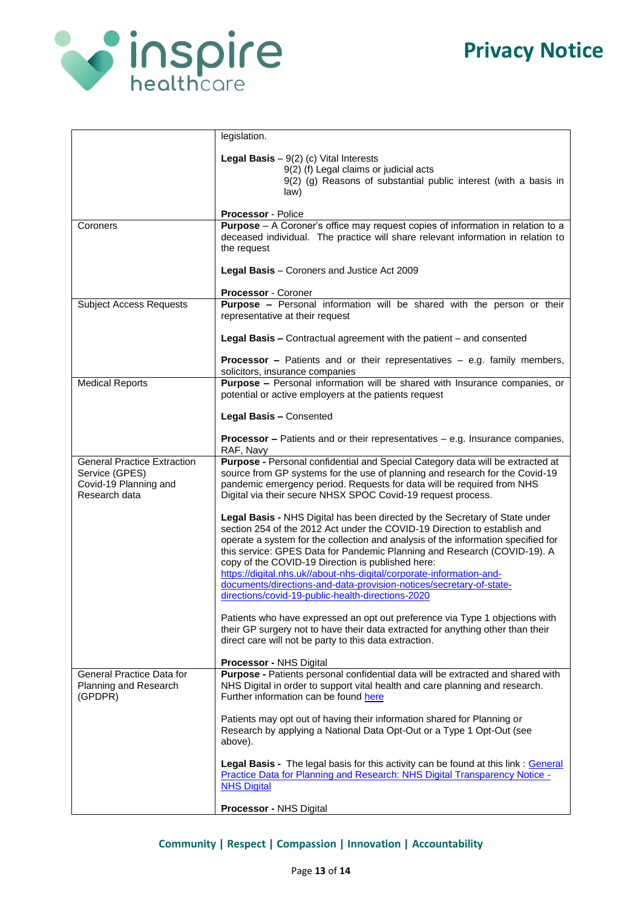| | |
|---|---|
| | legislation.<br><br>**Legal Basis** – 9(2) (c) Vital Interests<br>9(2) (f) Legal claims or judicial acts<br>9(2) (g) Reasons of substantial public interest (with a basis in law)<br><br>**Processor** - Police |
| Coroners | **Purpose** – A Coroner's office may request copies of information in relation to a deceased individual. The practice will share relevant information in relation to the request<br><br>**Legal Basis** – Coroners and Justice Act 2009<br><br>**Processor** - Coroner |
| Subject Access Requests | **Purpose –** Personal information will be shared with the person or their representative at their request<br><br>**Legal Basis –** Contractual agreement with the patient – and consented<br><br>**Processor –** Patients and or their representatives – e.g. family members, solicitors, insurance companies |
| Medical Reports | **Purpose –** Personal information will be shared with Insurance companies, or potential or active employers at the patients request<br><br>**Legal Basis –** Consented<br><br>**Processor –** Patients and or their representatives – e.g. Insurance companies, RAF, Navy |
| General Practice Extraction Service (GPES) Covid-19 Planning and Research data | **Purpose -** Personal confidential and Special Category data will be extracted at source from GP systems for the use of planning and research for the Covid-19 pandemic emergency period. Requests for data will be required from NHS Digital via their secure NHSX SPOC Covid-19 request process.<br><br>**Legal Basis -** NHS Digital has been directed by the Secretary of State under section 254 of the 2012 Act under the COVID-19 Direction to establish and operate a system for the collection and analysis of the information specified for this service: GPES Data for Pandemic Planning and Research (COVID-19). A copy of the COVID-19 Direction is published here: [https://digital.nhs.uk//about-nhs-digital/corporate-information-and-documents/directions-and-data-provision-notices/secretary-of-state-directions/covid-19-public-health-directions-2020](https://digital.nhs.uk//about-nhs-digital/corporate-information-and-documents/directions-and-data-provision-notices/secretary-of-state-directions/covid-19-public-health-directions-2020)<br><br>Patients who have expressed an opt out preference via Type 1 objections with their GP surgery not to have their data extracted for anything other than their direct care will not be party to this data extraction.<br><br>**Processor -** NHS Digital |
| General Practice Data for Planning and Research (GPDPR) | **Purpose -** Patients personal confidential data will be extracted and shared with NHS Digital in order to support vital health and care planning and research. Further information can be found here<br><br>Patients may opt out of having their information shared for Planning or Research by applying a National Data Opt-Out or a Type 1 Opt-Out (see above).<br><br>**Legal Basis -** The legal basis for this activity can be found at this link : General Practice Data for Planning and Research: NHS Digital Transparency Notice - NHS Digital<br><br>**Processor -** NHS Digital |

**Community | Respect | Compassion | Innovation | Accountability**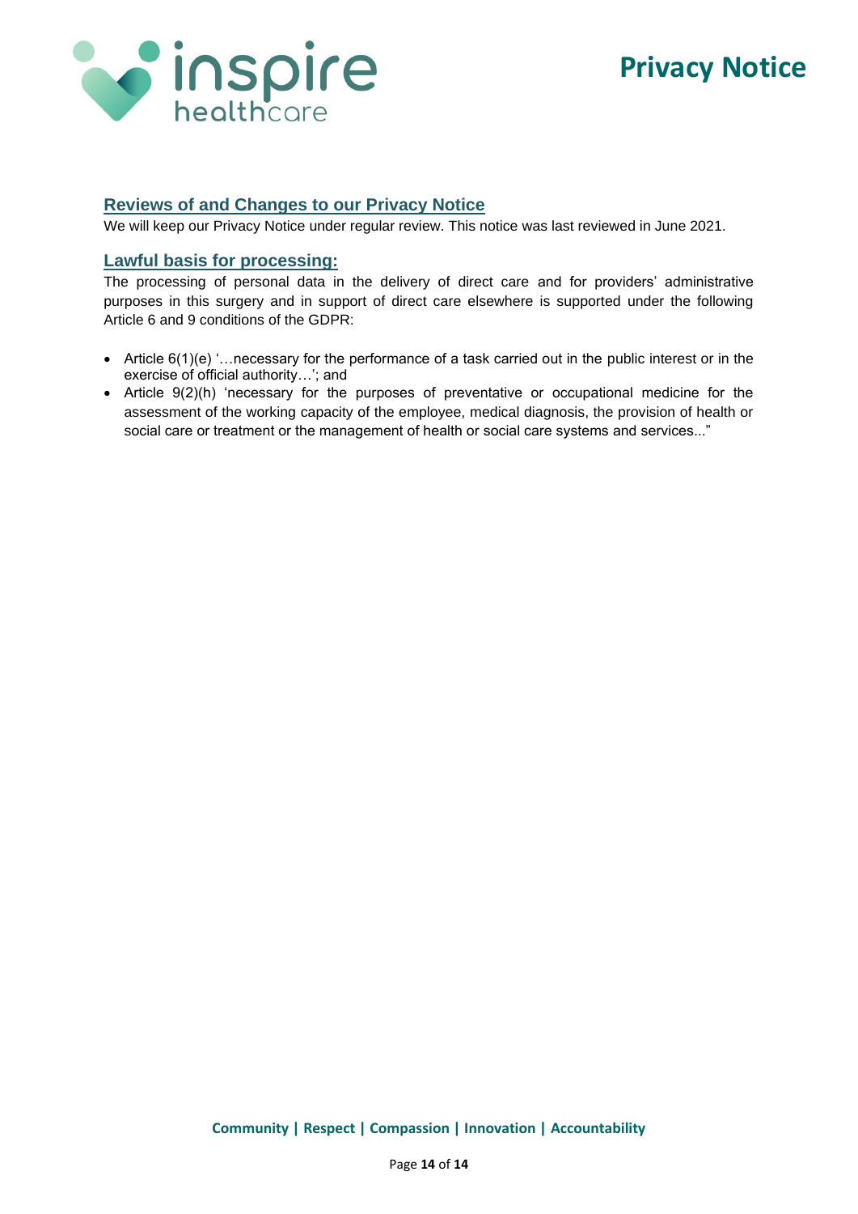## Reviews of and Changes to our Privacy Notice

We will keep our Privacy Notice under regular review. This notice was last reviewed in June 2021.

## Lawful basis for processing:

The processing of personal data in the delivery of direct care and for providers' administrative purposes in this surgery and in support of direct care elsewhere is supported under the following Article 6 and 9 conditions of the GDPR:

- Article 6(1)(e) '…necessary for the performance of a task carried out in the public interest or in the exercise of official authority…'; and
- Article 9(2)(h) 'necessary for the purposes of preventative or occupational medicine for the assessment of the working capacity of the employee, medical diagnosis, the provision of health or social care or treatment or the management of health or social care systems and services..."

**Community | Respect | Compassion | Innovation | Accountability**